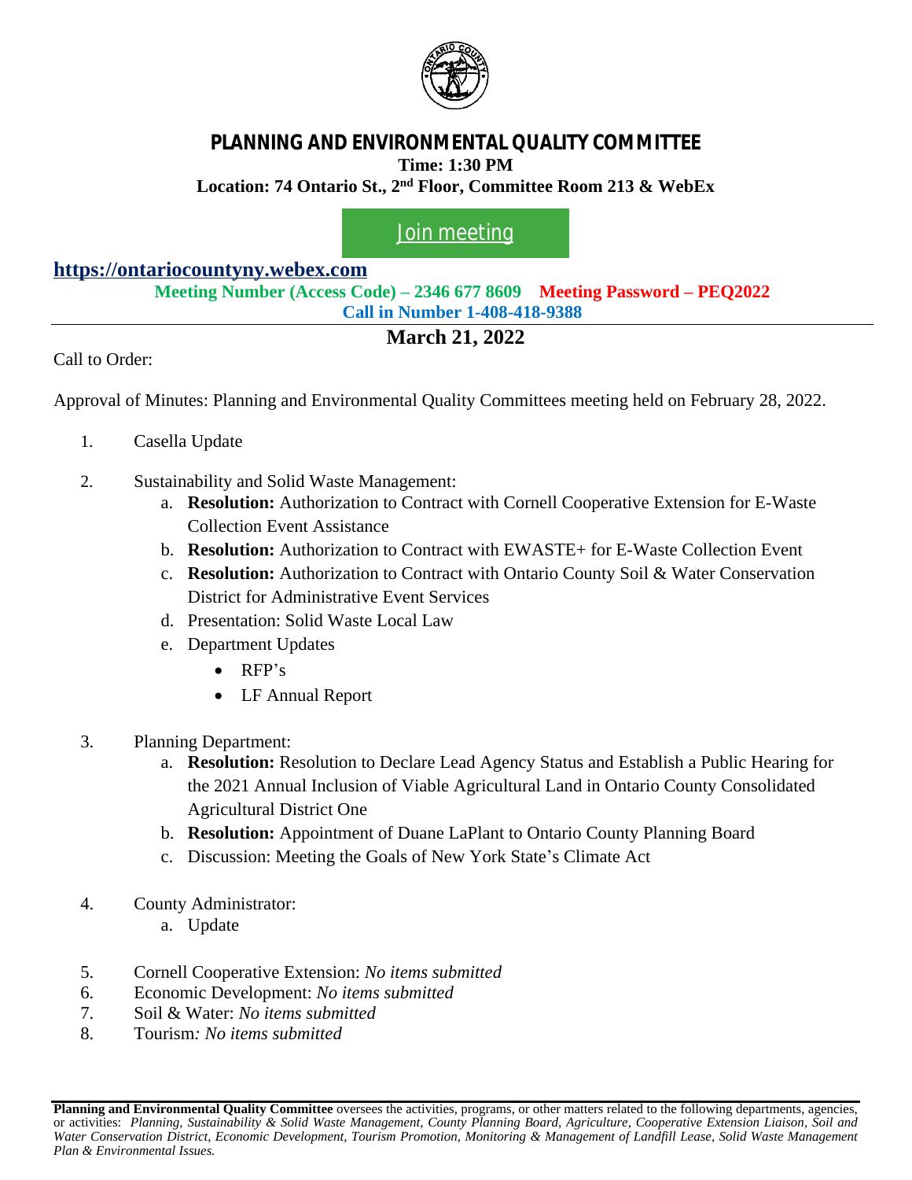# PLANNING AND ENVIRONMENTAL QUALITY COMMITTEE

**Time: 1:30 PM**

**Location: 74 Ontario St., 2nd Floor, Committee Room 213 & WebEx**

Join meeting

**https://ontariocountyny.webex.com**

**Meeting Number (Access Code) – 2346 677 8609** **Meeting Password – PEQ2022**

**Call in Number 1-408-418-9388**

## March 21, 2022

Call to Order:

Approval of Minutes: Planning and Environmental Quality Committees meeting held on February 28, 2022.

1. Casella Update

2. Sustainability and Solid Waste Management:
   a. **Resolution:** Authorization to Contract with Cornell Cooperative Extension for E-Waste Collection Event Assistance
   b. **Resolution:** Authorization to Contract with EWASTE+ for E-Waste Collection Event
   c. **Resolution:** Authorization to Contract with Ontario County Soil & Water Conservation District for Administrative Event Services
   d. Presentation: Solid Waste Local Law
   e. Department Updates
      - RFP's
      - LF Annual Report

3. Planning Department:
   a. **Resolution:** Resolution to Declare Lead Agency Status and Establish a Public Hearing for the 2021 Annual Inclusion of Viable Agricultural Land in Ontario County Consolidated Agricultural District One
   b. **Resolution:** Appointment of Duane LaPlant to Ontario County Planning Board
   c. Discussion: Meeting the Goals of New York State's Climate Act

4. County Administrator:
   a. Update

5. Cornell Cooperative Extension: *No items submitted*
6. Economic Development: *No items submitted*
7. Soil & Water: *No items submitted*
8. Tourism*: No items submitted*

**Planning and Environmental Quality Committee** oversees the activities, programs, or other matters related to the following departments, agencies, or activities: *Planning, Sustainability & Solid Waste Management, County Planning Board, Agriculture, Cooperative Extension Liaison, Soil and Water Conservation District, Economic Development, Tourism Promotion, Monitoring & Management of Landfill Lease, Solid Waste Management Plan & Environmental Issues.*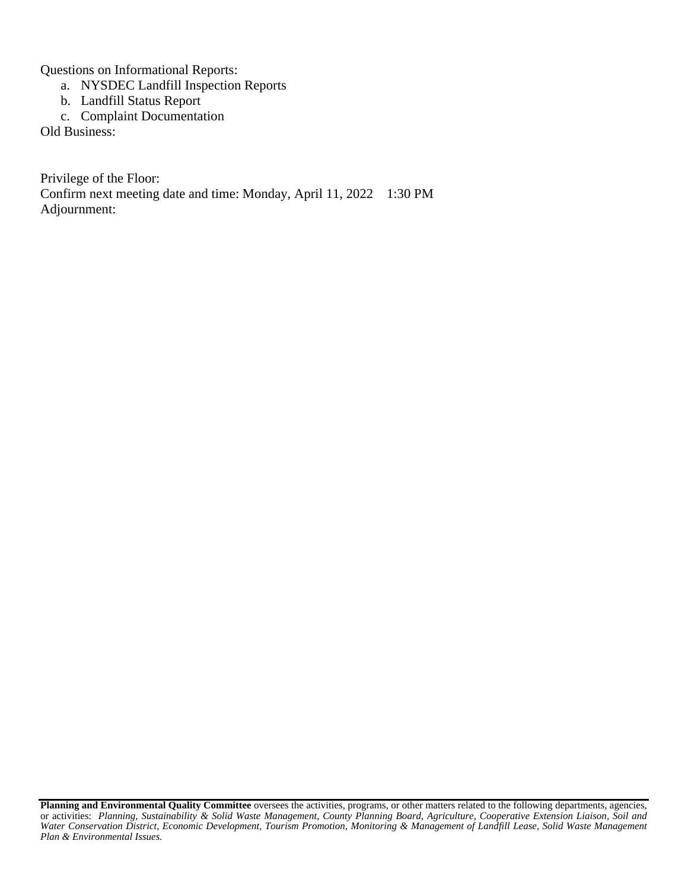Questions on Informational Reports:

a. NYSDEC Landfill Inspection Reports
b. Landfill Status Report
c. Complaint Documentation

Old Business:

Privilege of the Floor:

Confirm next meeting date and time: Monday, April 11, 2022 1:30 PM

Adjournment:

---

**Planning and Environmental Quality Committee** oversees the activities, programs, or other matters related to the following departments, agencies, or activities: *Planning, Sustainability & Solid Waste Management, County Planning Board, Agriculture, Cooperative Extension Liaison, Soil and Water Conservation District, Economic Development, Tourism Promotion, Monitoring & Management of Landfill Lease, Solid Waste Management Plan & Environmental Issues.*